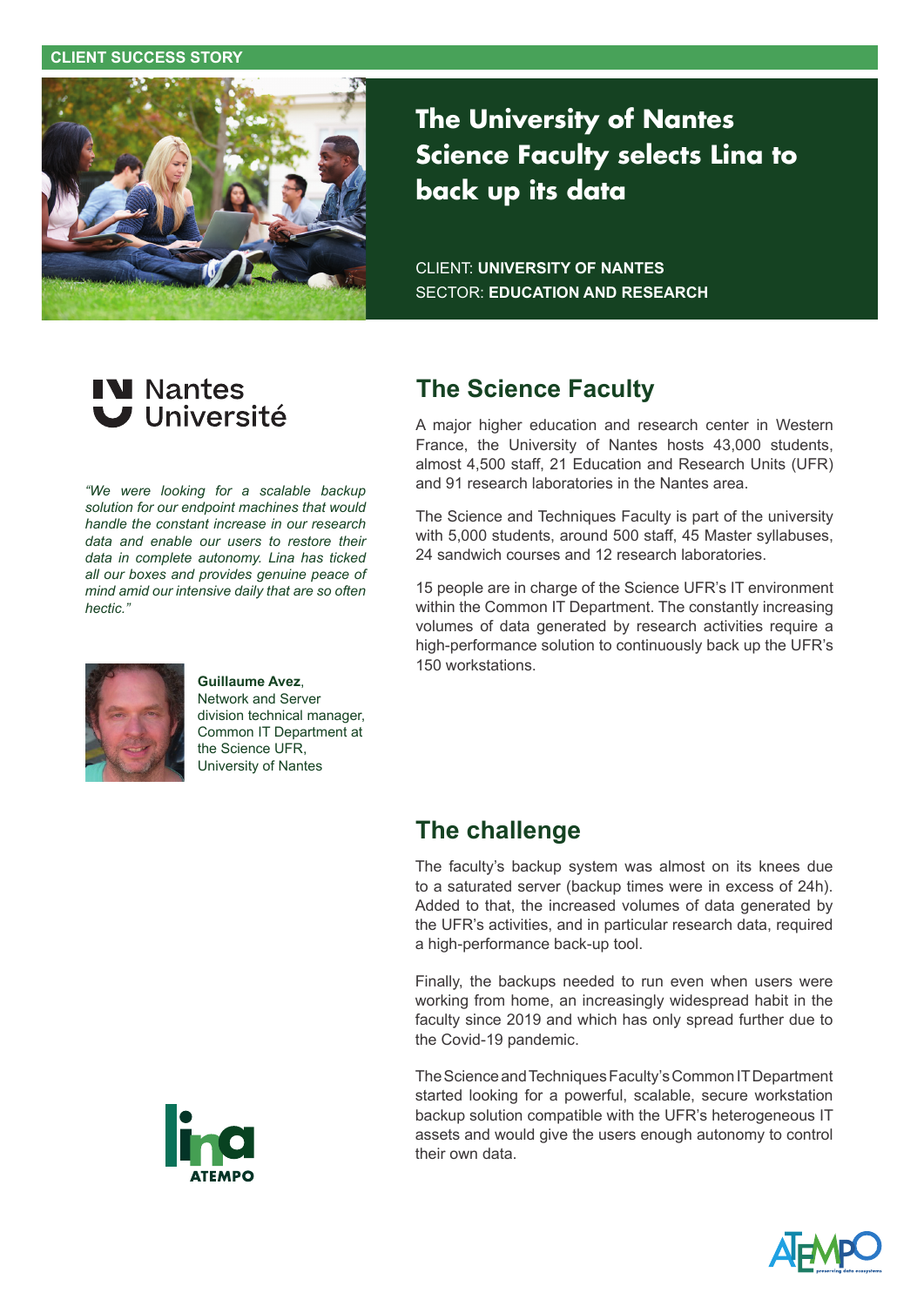CLIENT SUCCESS STORY

# The University of Nantes Science Faculty selects Lina to back up its data

CLIENT: **UNIVERSITY OF NANTES**
SECTOR: **EDUCATION AND RESEARCH**

Nantes Université

*"We were looking for a scalable backup solution for our endpoint machines that would handle the constant increase in our research data and enable our users to restore their data in complete autonomy. Lina has ticked all our boxes and provides genuine peace of mind amid our intensive daily that are so often hectic."*

**Guillaume Avez**, Network and Server division technical manager, Common IT Department at the Science UFR, University of Nantes

## The Science Faculty

A major higher education and research center in Western France, the University of Nantes hosts 43,000 students, almost 4,500 staff, 21 Education and Research Units (UFR) and 91 research laboratories in the Nantes area.

The Science and Techniques Faculty is part of the university with 5,000 students, around 500 staff, 45 Master syllabuses, 24 sandwich courses and 12 research laboratories.

15 people are in charge of the Science UFR's IT environment within the Common IT Department. The constantly increasing volumes of data generated by research activities require a high-performance solution to continuously back up the UFR's 150 workstations.

## The challenge

The faculty's backup system was almost on its knees due to a saturated server (backup times were in excess of 24h). Added to that, the increased volumes of data generated by the UFR's activities, and in particular research data, required a high-performance back-up tool.

Finally, the backups needed to run even when users were working from home, an increasingly widespread habit in the faculty since 2019 and which has only spread further due to the Covid-19 pandemic.

The Science and Techniques Faculty's Common IT Department started looking for a powerful, scalable, secure workstation backup solution compatible with the UFR's heterogeneous IT assets and would give the users enough autonomy to control their own data.

lina ATEMPO

ATEMPO preserving data ecosystems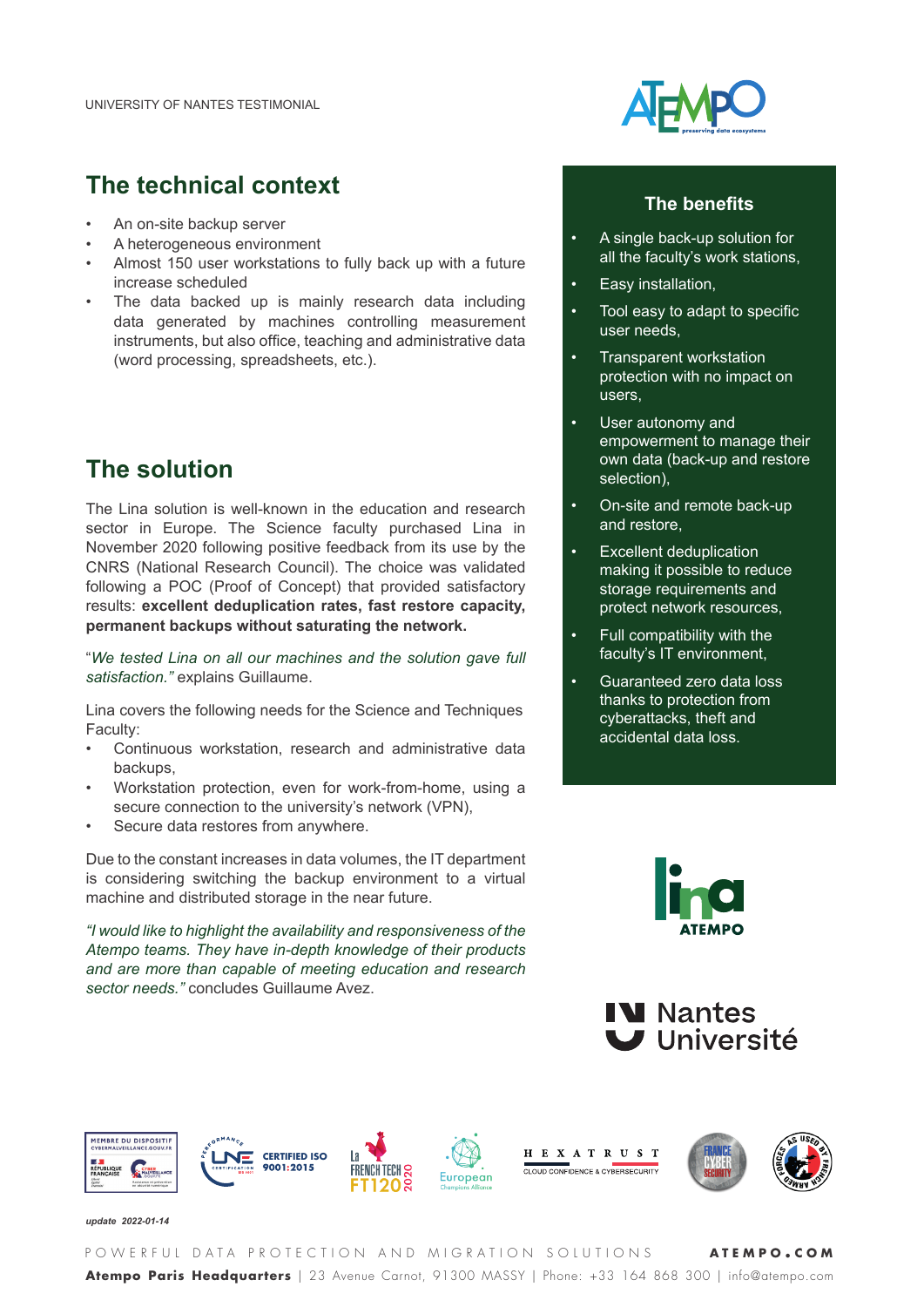## The technical context

- An on-site backup server
- A heterogeneous environment
- Almost 150 user workstations to fully back up with a future increase scheduled
- The data backed up is mainly research data including data generated by machines controlling measurement instruments, but also office, teaching and administrative data (word processing, spreadsheets, etc.).

## The solution

The Lina solution is well-known in the education and research sector in Europe. The Science faculty purchased Lina in November 2020 following positive feedback from its use by the CNRS (National Research Council). The choice was validated following a POC (Proof of Concept) that provided satisfactory results: **excellent deduplication rates, fast restore capacity, permanent backups without saturating the network.**

"*We tested Lina on all our machines and the solution gave full satisfaction."* explains Guillaume.

Lina covers the following needs for the Science and Techniques Faculty:

- Continuous workstation, research and administrative data backups,
- Workstation protection, even for work-from-home, using a secure connection to the university's network (VPN),
- Secure data restores from anywhere.

Due to the constant increases in data volumes, the IT department is considering switching the backup environment to a virtual machine and distributed storage in the near future.

*"I would like to highlight the availability and responsiveness of the Atempo teams. They have in-depth knowledge of their products and are more than capable of meeting education and research sector needs."* concludes Guillaume Avez.

### The benefits

- A single back-up solution for all the faculty's work stations,
- Easy installation,
- Tool easy to adapt to specific user needs,
- Transparent workstation protection with no impact on users,
- User autonomy and empowerment to manage their own data (back-up and restore selection),
- On-site and remote back-up and restore,
- Excellent deduplication making it possible to reduce storage requirements and protect network resources,
- Full compatibility with the faculty's IT environment,
- Guaranteed zero data loss thanks to protection from cyberattacks, theft and accidental data loss.

*update 2022-01-14*

POWERFUL DATA PROTECTION AND MIGRATION SOLUTIONS **ATEMPO.COM**

**Atempo Paris Headquarters** | 23 Avenue Carnot, 91300 MASSY | Phone: +33 164 868 300 | info@atempo.com